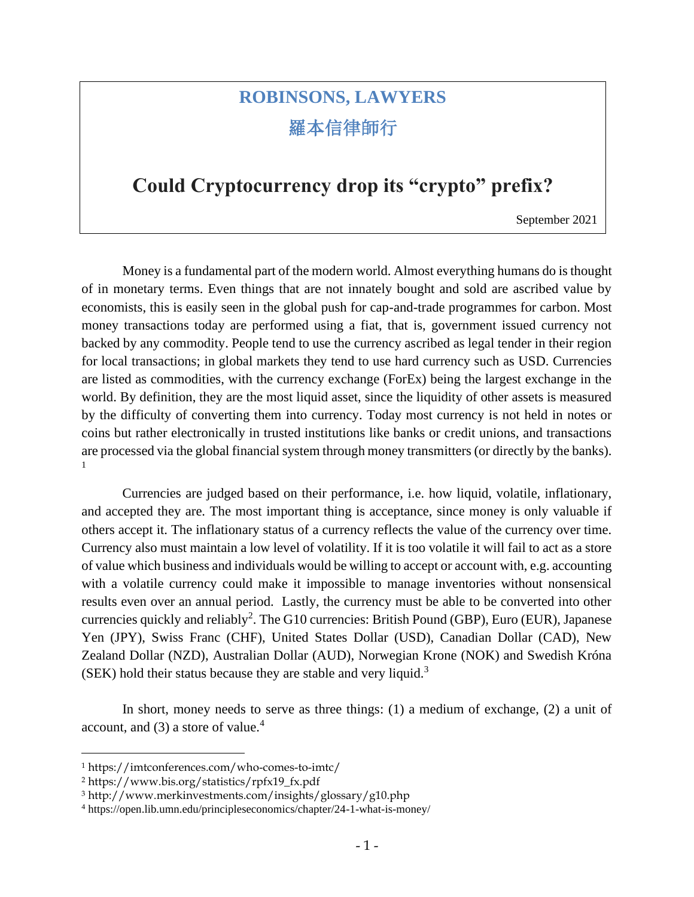**ROBINSONS, LAWYERS**

**羅本信律師行**

# Could Cryptocurrency drop its "crypto" prefix?

September 2021

Money is a fundamental part of the modern world. Almost everything humans do is thought of in monetary terms. Even things that are not innately bought and sold are ascribed value by economists, this is easily seen in the global push for cap-and-trade programmes for carbon. Most money transactions today are performed using a fiat, that is, government issued currency not backed by any commodity. People tend to use the currency ascribed as legal tender in their region for local transactions; in global markets they tend to use hard currency such as USD. Currencies are listed as commodities, with the currency exchange (ForEx) being the largest exchange in the world. By definition, they are the most liquid asset, since the liquidity of other assets is measured by the difficulty of converting them into currency. Today most currency is not held in notes or coins but rather electronically in trusted institutions like banks or credit unions, and transactions are processed via the global financial system through money transmitters (or directly by the banks).[1]

Currencies are judged based on their performance, i.e. how liquid, volatile, inflationary, and accepted they are. The most important thing is acceptance, since money is only valuable if others accept it. The inflationary status of a currency reflects the value of the currency over time. Currency also must maintain a low level of volatility. If it is too volatile it will fail to act as a store of value which business and individuals would be willing to accept or account with, e.g. accounting with a volatile currency could make it impossible to manage inventories without nonsensical results even over an annual period. Lastly, the currency must be able to be converted into other currencies quickly and reliably[2]. The G10 currencies: British Pound (GBP), Euro (EUR), Japanese Yen (JPY), Swiss Franc (CHF), United States Dollar (USD), Canadian Dollar (CAD), New Zealand Dollar (NZD), Australian Dollar (AUD), Norwegian Krone (NOK) and Swedish Króna (SEK) hold their status because they are stable and very liquid.[3]

In short, money needs to serve as three things: (1) a medium of exchange, (2) a unit of account, and (3) a store of value.[4]

---

[1] https://imtconferences.com/who-comes-to-imtc/

[2] https://www.bis.org/statistics/rpfx19_fx.pdf

[3] http://www.merkinvestments.com/insights/glossary/g10.php

[4] https://open.lib.umn.edu/principleseconomics/chapter/24-1-what-is-money/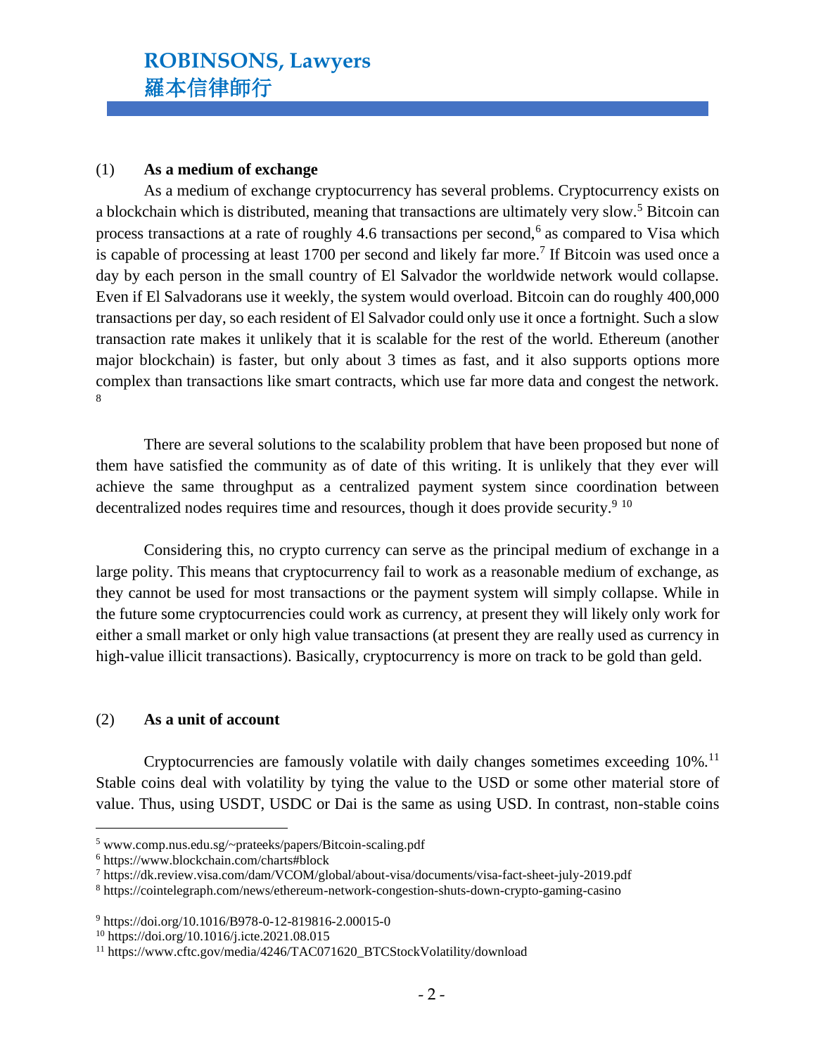(1) **As a medium of exchange**

As a medium of exchange cryptocurrency has several problems. Cryptocurrency exists on a blockchain which is distributed, meaning that transactions are ultimately very slow.[5] Bitcoin can process transactions at a rate of roughly 4.6 transactions per second,[6] as compared to Visa which is capable of processing at least 1700 per second and likely far more.[7] If Bitcoin was used once a day by each person in the small country of El Salvador the worldwide network would collapse. Even if El Salvadorans use it weekly, the system would overload. Bitcoin can do roughly 400,000 transactions per day, so each resident of El Salvador could only use it once a fortnight. Such a slow transaction rate makes it unlikely that it is scalable for the rest of the world. Ethereum (another major blockchain) is faster, but only about 3 times as fast, and it also supports options more complex than transactions like smart contracts, which use far more data and congest the network.[8]

There are several solutions to the scalability problem that have been proposed but none of them have satisfied the community as of date of this writing. It is unlikely that they ever will achieve the same throughput as a centralized payment system since coordination between decentralized nodes requires time and resources, though it does provide security.[9] [10]

Considering this, no crypto currency can serve as the principal medium of exchange in a large polity. This means that cryptocurrency fail to work as a reasonable medium of exchange, as they cannot be used for most transactions or the payment system will simply collapse. While in the future some cryptocurrencies could work as currency, at present they will likely only work for either a small market or only high value transactions (at present they are really used as currency in high-value illicit transactions). Basically, cryptocurrency is more on track to be gold than geld.

(2) **As a unit of account**

Cryptocurrencies are famously volatile with daily changes sometimes exceeding 10%.[11] Stable coins deal with volatility by tying the value to the USD or some other material store of value. Thus, using USDT, USDC or Dai is the same as using USD. In contrast, non-stable coins

---

[5] www.comp.nus.edu.sg/~prateeks/papers/Bitcoin-scaling.pdf
[6] https://www.blockchain.com/charts#block
[7] https://dk.review.visa.com/dam/VCOM/global/about-visa/documents/visa-fact-sheet-july-2019.pdf
[8] https://cointelegraph.com/news/ethereum-network-congestion-shuts-down-crypto-gaming-casino

[9] https://doi.org/10.1016/B978-0-12-819816-2.00015-0
[10] https://doi.org/10.1016/j.icte.2021.08.015
[11] https://www.cftc.gov/media/4246/TAC071620_BTCStockVolatility/download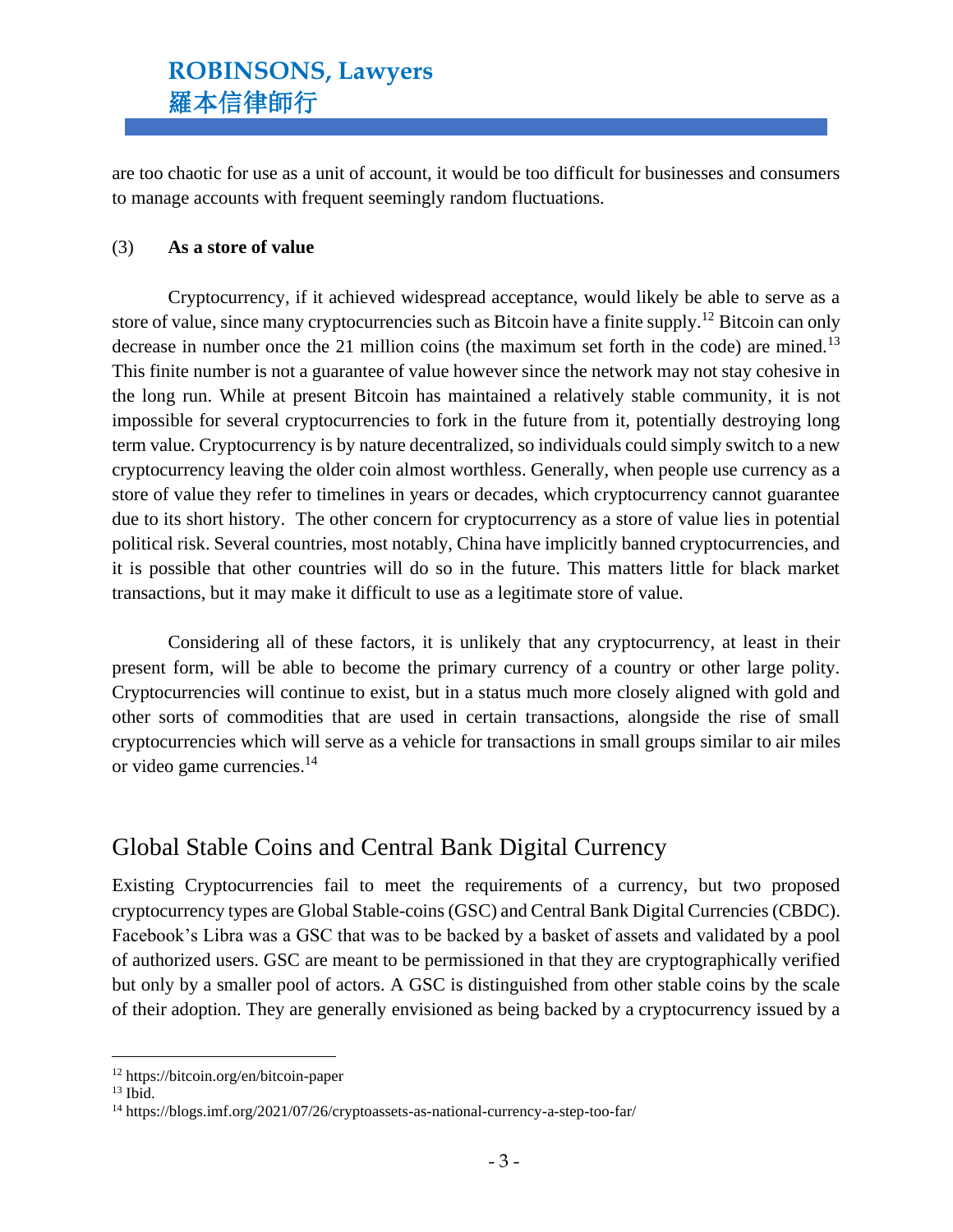are too chaotic for use as a unit of account, it would be too difficult for businesses and consumers to manage accounts with frequent seemingly random fluctuations.

(3) **As a store of value**

Cryptocurrency, if it achieved widespread acceptance, would likely be able to serve as a store of value, since many cryptocurrencies such as Bitcoin have a finite supply.[12] Bitcoin can only decrease in number once the 21 million coins (the maximum set forth in the code) are mined.[13] This finite number is not a guarantee of value however since the network may not stay cohesive in the long run. While at present Bitcoin has maintained a relatively stable community, it is not impossible for several cryptocurrencies to fork in the future from it, potentially destroying long term value. Cryptocurrency is by nature decentralized, so individuals could simply switch to a new cryptocurrency leaving the older coin almost worthless. Generally, when people use currency as a store of value they refer to timelines in years or decades, which cryptocurrency cannot guarantee due to its short history. The other concern for cryptocurrency as a store of value lies in potential political risk. Several countries, most notably, China have implicitly banned cryptocurrencies, and it is possible that other countries will do so in the future. This matters little for black market transactions, but it may make it difficult to use as a legitimate store of value.

Considering all of these factors, it is unlikely that any cryptocurrency, at least in their present form, will be able to become the primary currency of a country or other large polity. Cryptocurrencies will continue to exist, but in a status much more closely aligned with gold and other sorts of commodities that are used in certain transactions, alongside the rise of small cryptocurrencies which will serve as a vehicle for transactions in small groups similar to air miles or video game currencies.[14]

## Global Stable Coins and Central Bank Digital Currency

Existing Cryptocurrencies fail to meet the requirements of a currency, but two proposed cryptocurrency types are Global Stable-coins (GSC) and Central Bank Digital Currencies (CBDC). Facebook's Libra was a GSC that was to be backed by a basket of assets and validated by a pool of authorized users. GSC are meant to be permissioned in that they are cryptographically verified but only by a smaller pool of actors. A GSC is distinguished from other stable coins by the scale of their adoption. They are generally envisioned as being backed by a cryptocurrency issued by a

---

[12] https://bitcoin.org/en/bitcoin-paper

[13] Ibid.

[14] https://blogs.imf.org/2021/07/26/cryptoassets-as-national-currency-a-step-too-far/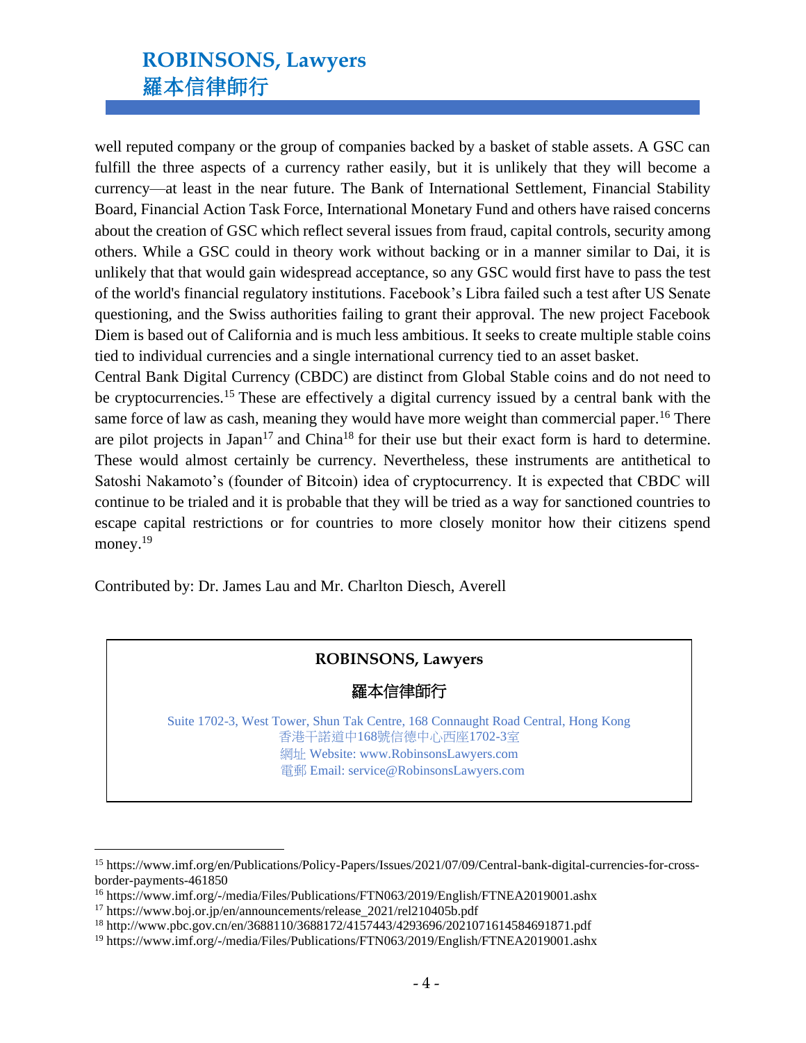well reputed company or the group of companies backed by a basket of stable assets. A GSC can fulfill the three aspects of a currency rather easily, but it is unlikely that they will become a currency—at least in the near future. The Bank of International Settlement, Financial Stability Board, Financial Action Task Force, International Monetary Fund and others have raised concerns about the creation of GSC which reflect several issues from fraud, capital controls, security among others. While a GSC could in theory work without backing or in a manner similar to Dai, it is unlikely that that would gain widespread acceptance, so any GSC would first have to pass the test of the world's financial regulatory institutions. Facebook's Libra failed such a test after US Senate questioning, and the Swiss authorities failing to grant their approval. The new project Facebook Diem is based out of California and is much less ambitious. It seeks to create multiple stable coins tied to individual currencies and a single international currency tied to an asset basket.

Central Bank Digital Currency (CBDC) are distinct from Global Stable coins and do not need to be cryptocurrencies.[15] These are effectively a digital currency issued by a central bank with the same force of law as cash, meaning they would have more weight than commercial paper.[16] There are pilot projects in Japan[17] and China[18] for their use but their exact form is hard to determine. These would almost certainly be currency. Nevertheless, these instruments are antithetical to Satoshi Nakamoto's (founder of Bitcoin) idea of cryptocurrency. It is expected that CBDC will continue to be trialed and it is probable that they will be tried as a way for sanctioned countries to escape capital restrictions or for countries to more closely monitor how their citizens spend money.[19]

Contributed by: Dr. James Lau and Mr. Charlton Diesch, Averell

**ROBINSONS, Lawyers**

羅本信律師行

Suite 1702-3, West Tower, Shun Tak Centre, 168 Connaught Road Central, Hong Kong
香港干諾道中168號信德中心西座1702-3室
網址 Website: www.RobinsonsLawyers.com
電郵 Email: service@RobinsonsLawyers.com

---

[15] https://www.imf.org/en/Publications/Policy-Papers/Issues/2021/07/09/Central-bank-digital-currencies-for-cross-border-payments-461850

[16] https://www.imf.org/-/media/Files/Publications/FTN063/2019/English/FTNEA2019001.ashx

[17] https://www.boj.or.jp/en/announcements/release_2021/rel210405b.pdf

[18] http://www.pbc.gov.cn/en/3688110/3688172/4157443/4293696/2021071614584691871.pdf

[19] https://www.imf.org/-/media/Files/Publications/FTN063/2019/English/FTNEA2019001.ashx